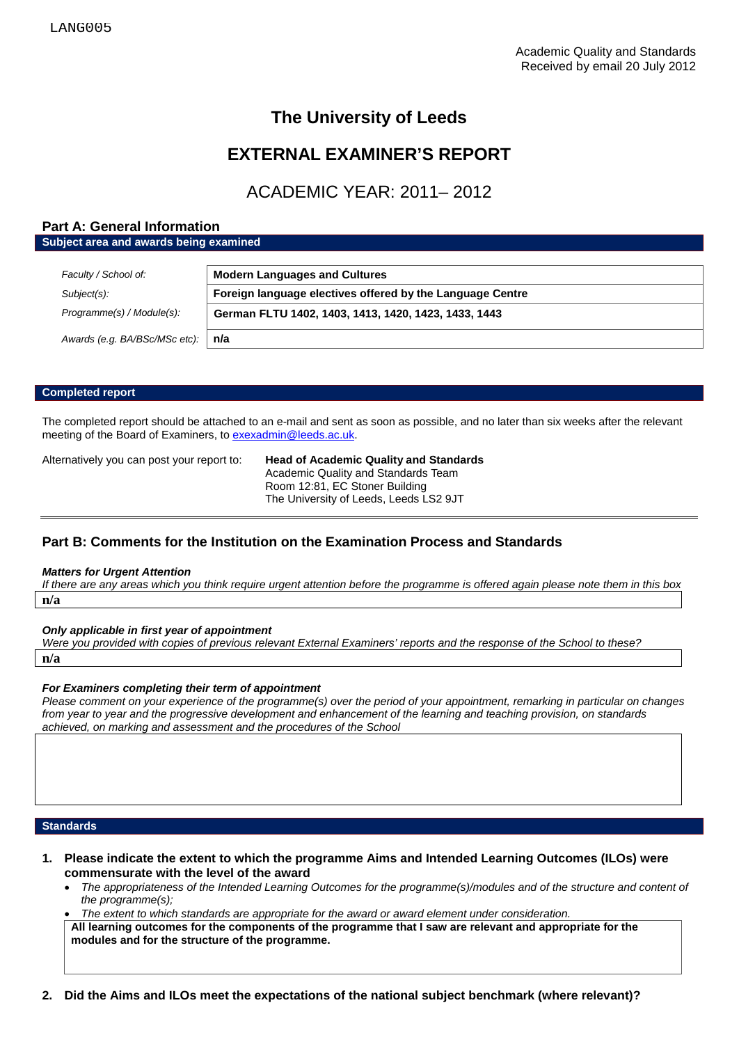LANG005

Academic Quality and Standards
Received by email 20 July 2012

# The University of Leeds

# EXTERNAL EXAMINER'S REPORT

## ACADEMIC YEAR: 2011– 2012

## Part A: General Information

**Subject area and awards being examined**

| | |
|---|---|
| *Faculty / School of:* | **Modern Languages and Cultures** |
| *Subject(s):* | **Foreign language electives offered by the Language Centre** |
| *Programme(s) / Module(s):* | **German FLTU 1402, 1403, 1413, 1420, 1423, 1433, 1443** |
| *Awards (e.g. BA/BSc/MSc etc):* | **n/a** |

**Completed report**

The completed report should be attached to an e-mail and sent as soon as possible, and no later than six weeks after the relevant meeting of the Board of Examiners, to exexadmin@leeds.ac.uk.

Alternatively you can post your report to:

**Head of Academic Quality and Standards**
Academic Quality and Standards Team
Room 12:81, EC Stoner Building
The University of Leeds, Leeds LS2 9JT

## Part B: Comments for the Institution on the Examination Process and Standards

***Matters for Urgent Attention***

*If there are any areas which you think require urgent attention before the programme is offered again please note them in this box*

**n/a**

***Only applicable in first year of appointment***

*Were you provided with copies of previous relevant External Examiners' reports and the response of the School to these?*

**n/a**

***For Examiners completing their term of appointment***

*Please comment on your experience of the programme(s) over the period of your appointment, remarking in particular on changes from year to year and the progressive development and enhancement of the learning and teaching provision, on standards achieved, on marking and assessment and the procedures of the School*

**Standards**

1. **Please indicate the extent to which the programme Aims and Intended Learning Outcomes (ILOs) were commensurate with the level of the award**
   - *The appropriateness of the Intended Learning Outcomes for the programme(s)/modules and of the structure and content of the programme(s);*
   - *The extent to which standards are appropriate for the award or award element under consideration.*

   **All learning outcomes for the components of the programme that I saw are relevant and appropriate for the modules and for the structure of the programme.**

2. **Did the Aims and ILOs meet the expectations of the national subject benchmark (where relevant)?**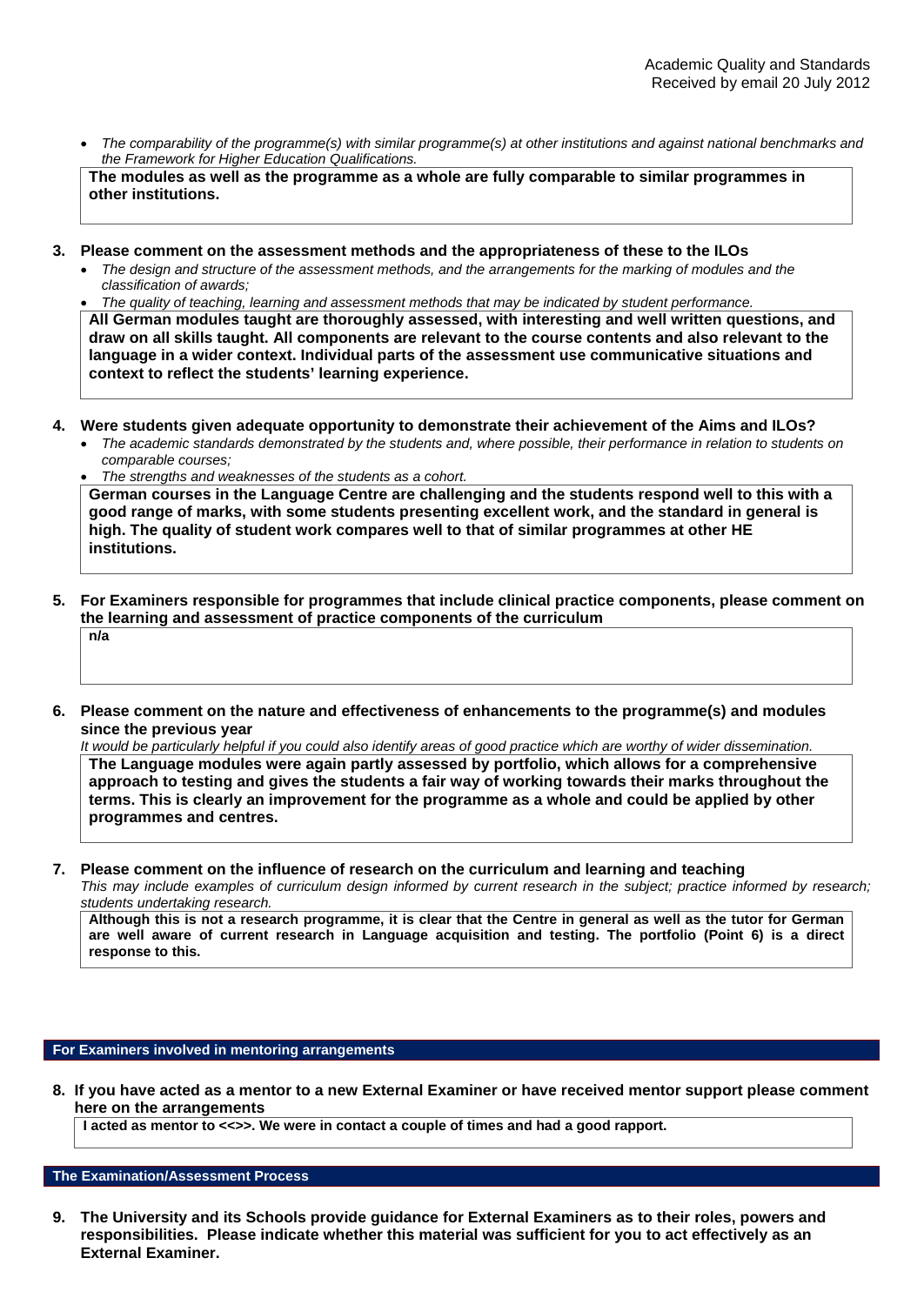Academic Quality and Standards
Received by email 20 July 2012

- *The comparability of the programme(s) with similar programme(s) at other institutions and against national benchmarks and the Framework for Higher Education Qualifications.*

**The modules as well as the programme as a whole are fully comparable to similar programmes in other institutions.**

**3. Please comment on the assessment methods and the appropriateness of these to the ILOs**

- *The design and structure of the assessment methods, and the arrangements for the marking of modules and the classification of awards;*
- *The quality of teaching, learning and assessment methods that may be indicated by student performance.*

**All German modules taught are thoroughly assessed, with interesting and well written questions, and draw on all skills taught. All components are relevant to the course contents and also relevant to the language in a wider context. Individual parts of the assessment use communicative situations and context to reflect the students' learning experience.**

**4. Were students given adequate opportunity to demonstrate their achievement of the Aims and ILOs?**

- *The academic standards demonstrated by the students and, where possible, their performance in relation to students on comparable courses;*
- *The strengths and weaknesses of the students as a cohort.*

**German courses in the Language Centre are challenging and the students respond well to this with a good range of marks, with some students presenting excellent work, and the standard in general is high. The quality of student work compares well to that of similar programmes at other HE institutions.**

**5. For Examiners responsible for programmes that include clinical practice components, please comment on the learning and assessment of practice components of the curriculum**

**n/a**

**6. Please comment on the nature and effectiveness of enhancements to the programme(s) and modules since the previous year**

*It would be particularly helpful if you could also identify areas of good practice which are worthy of wider dissemination.*

**The Language modules were again partly assessed by portfolio, which allows for a comprehensive approach to testing and gives the students a fair way of working towards their marks throughout the terms. This is clearly an improvement for the programme as a whole and could be applied by other programmes and centres.**

**7. Please comment on the influence of research on the curriculum and learning and teaching**

*This may include examples of curriculum design informed by current research in the subject; practice informed by research; students undertaking research.*

**Although this is not a research programme, it is clear that the Centre in general as well as the tutor for German are well aware of current research in Language acquisition and testing. The portfolio (Point 6) is a direct response to this.**

## For Examiners involved in mentoring arrangements

**8. If you have acted as a mentor to a new External Examiner or have received mentor support please comment here on the arrangements**

**I acted as mentor to <<>>. We were in contact a couple of times and had a good rapport.**

## The Examination/Assessment Process

**9. The University and its Schools provide guidance for External Examiners as to their roles, powers and responsibilities. Please indicate whether this material was sufficient for you to act effectively as an External Examiner.**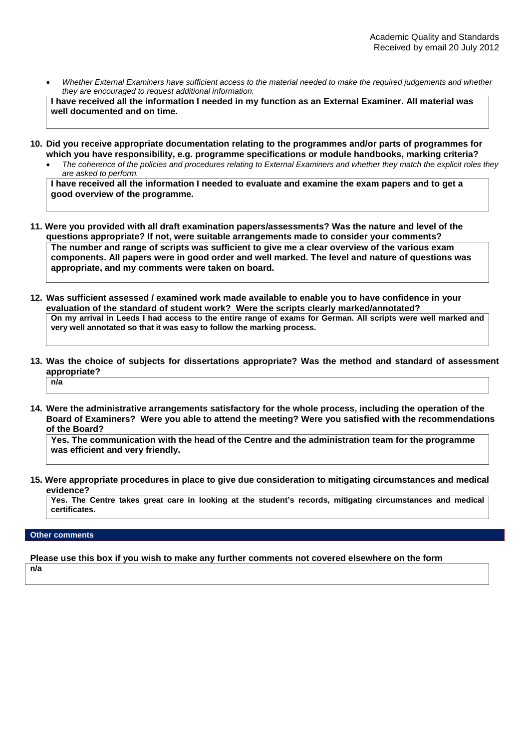- *Whether External Examiners have sufficient access to the material needed to make the required judgements and whether they are encouraged to request additional information.*

**I have received all the information I needed in my function as an External Examiner. All material was well documented and on time.**

**10. Did you receive appropriate documentation relating to the programmes and/or parts of programmes for which you have responsibility, e.g. programme specifications or module handbooks, marking criteria?**

- *The coherence of the policies and procedures relating to External Examiners and whether they match the explicit roles they are asked to perform.*

**I have received all the information I needed to evaluate and examine the exam papers and to get a good overview of the programme.**

**11. Were you provided with all draft examination papers/assessments? Was the nature and level of the questions appropriate? If not, were suitable arrangements made to consider your comments?**

**The number and range of scripts was sufficient to give me a clear overview of the various exam components. All papers were in good order and well marked. The level and nature of questions was appropriate, and my comments were taken on board.**

**12. Was sufficient assessed / examined work made available to enable you to have confidence in your evaluation of the standard of student work? Were the scripts clearly marked/annotated?**

**On my arrival in Leeds I had access to the entire range of exams for German. All scripts were well marked and very well annotated so that it was easy to follow the marking process.**

**13. Was the choice of subjects for dissertations appropriate? Was the method and standard of assessment appropriate?**

**n/a**

**14. Were the administrative arrangements satisfactory for the whole process, including the operation of the Board of Examiners? Were you able to attend the meeting? Were you satisfied with the recommendations of the Board?**

**Yes. The communication with the head of the Centre and the administration team for the programme was efficient and very friendly.**

**15. Were appropriate procedures in place to give due consideration to mitigating circumstances and medical evidence?**

**Yes. The Centre takes great care in looking at the student's records, mitigating circumstances and medical certificates.**

## Other comments

**Please use this box if you wish to make any further comments not covered elsewhere on the form**

**n/a**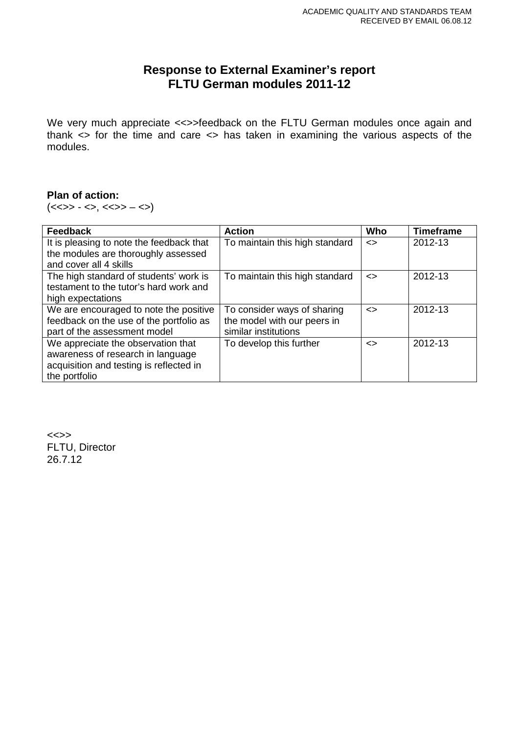ACADEMIC QUALITY AND STANDARDS TEAM
RECEIVED BY EMAIL 06.08.12

# Response to External Examiner's report
# FLTU German modules 2011-12

We very much appreciate <<>>feedback on the FLTU German modules once again and thank <> for the time and care <> has taken in examining the various aspects of the modules.

**Plan of action:**
(<<>> - <>, <<>> – <>)

| Feedback | Action | Who | Timeframe |
|---|---|---|---|
| It is pleasing to note the feedback that the modules are thoroughly assessed and cover all 4 skills | To maintain this high standard | <> | 2012-13 |
| The high standard of students' work is testament to the tutor's hard work and high expectations | To maintain this high standard | <> | 2012-13 |
| We are encouraged to note the positive feedback on the use of the portfolio as part of the assessment model | To consider ways of sharing the model with our peers in similar institutions | <> | 2012-13 |
| We appreciate the observation that awareness of research in language acquisition and testing is reflected in the portfolio | To develop this further | <> | 2012-13 |

<<>>
FLTU, Director
26.7.12